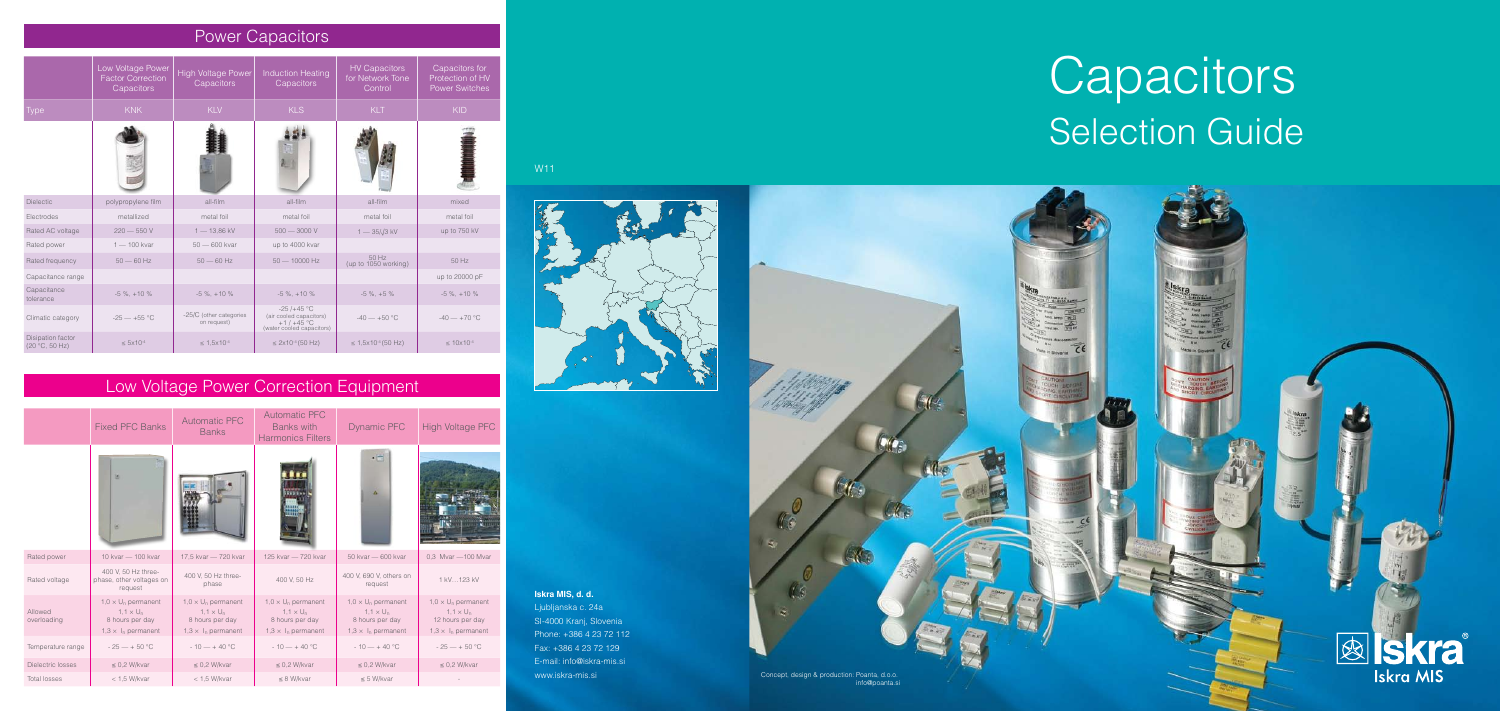## Power Capacitors

| | Low Voltage Power Factor Correction Capacitors | High Voltage Power Capacitors | Induction Heating Capacitors | HV Capacitors for Network Tone Control | Capacitors for Protection of HV Power Switches |
|---|---|---|---|---|---|
| Type | KNK | KLV | KLS | KLT | KID |
| Dielectric | polypropylene film | all-film | all-film | all-film | mixed |
| Electrodes | metallized | metal foil | metal foil | metal foil | metal foil |
| Rated AC voltage | 220 — 550 V | 1 — 13.86 kV | 500 — 3000 V | 1 — 35/√3 kV | up to 750 kV |
| Rated power | 1 — 100 kvar | 50 — 600 kvar | up to 4000 kvar | | |
| Rated frequency | 50 — 60 Hz | 50 — 60 Hz | 50 — 10000 Hz | 50 Hz (up to 1050 working) | 50 Hz |
| Capacitance range | | | | | up to 20000 pF |
| Capacitance tolerance | -5 %, +10 % | -5 %, +10 % | -5 %, +10 % | -5 %, +5 % | -5 %, +10 % |
| Climatic category | -25 — +55 °C | -25/C (other categories on request) | -25 / +45 °C (air cooled capacitors) +1 / +45 °C (water cooled capacitors) | -40 — +55 °C | -40 — +70 °C |
| Dissipation factor (20 °C, 50 Hz) | $\leq 5x10^{-4}$ | $\leq 1,5x10^{-4}$ | $\leq 2x10^{-4}$ (50 Hz) | $\leq 1,5x10^{-4}$ (50 Hz) | $\leq 10x10^{-4}$ |

## Low Voltage Power Correction Equipment

| | Fixed PFC Banks | Automatic PFC Banks | Automatic PFC Banks with Harmonics Filters | Dynamic PFC | High Voltage PFC |
|---|---|---|---|---|---|
| Rated power | 10 kvar — 100 kvar | 17,5 kvar — 720 kvar | 125 kvar — 720 kvar | 50 kvar — 600 kvar | 0,3 Mvar —100 Mvar |
| Rated voltage | 400 V, 50 Hz three-phase, other voltages on request | 400 V, 50 Hz three-phase | 400 V, 50 Hz | 400 V, 690 V, others on request | 1 kV...123 kV |
| Allowed overloading | $1,0 \times U_n$ permanent $1,1 \times U_n$ 8 hours per day $1,3 \times I_n$ permanent | $1,0 \times U_n$ permanent $1,1 \times U_n$ 8 hours per day $1,3 \times I_n$ permanent | $1,0 \times U_n$ permanent $1,1 \times U_n$ 8 hours per day $1,3 \times I_n$ permanent | $1,0 \times U_n$ permanent $1,1 \times U_n$ 8 hours per day $1,3 \times I_n$ permanent | $1,0 \times U_n$ permanent $1,1 \times U_n$ 12 hours per day $1,3 \times I_n$ permanent |
| Temperature range | - 25 — + 50 °C | - 10 — + 40 °C | - 10 — + 40 °C | - 10 — + 40 °C | - 25 — + 50 °C |
| Dielectric losses | ≤ 0,2 W/kvar | ≤ 0,2 W/kvar | ≤ 0,2 W/kvar | ≤ 0,2 W/kvar | ≤ 0,2 W/kvar |
| Total losses | < 1,5 W/kvar | < 1,5 W/kvar | ≤ 8 W/kvar | ≤ 5 W/kvar | - |

# Capacitors
## Selection Guide

W11

**Iskra MIS, d. d.**
Ljubljanska c. 24a
SI-4000 Kranj, Slovenia
Phone: +386 4 23 72 112
Fax: +386 4 23 72 129
E-mail: info@iskra-mis.si
www.iskra-mis.si

Concept, design & production: Poanta, d.o.o. info@poanta.si

Iskra MIS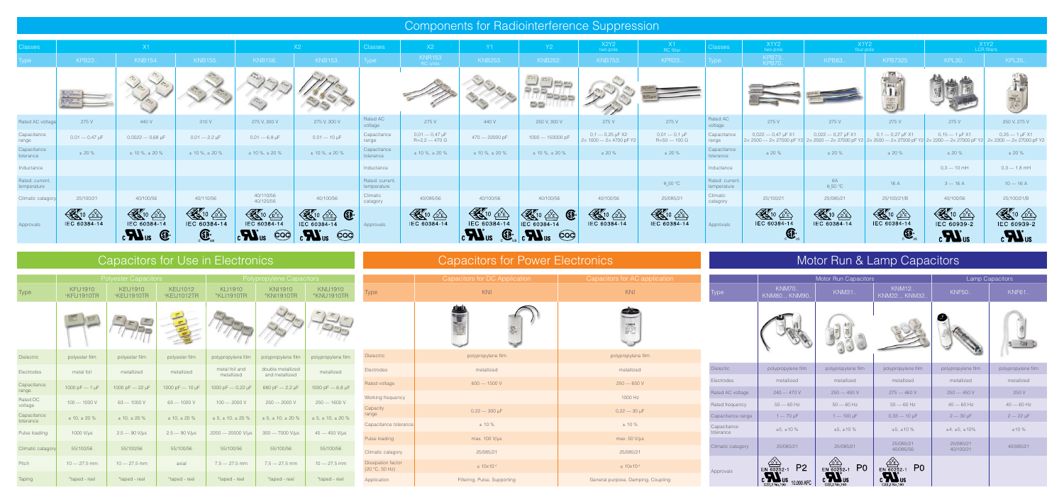# Components for Radiointerference Suppression

| Classes | X1 | | | X2 | |
|---|---|---|---|---|---|
| Type | KPB23.. | KNB154. | KNB155. | KNB156. | KNB153. |
| Rated AC voltage | 275 V | 440 V | 310 V | 275 V, 300 V | 275 V, 300 V |
| Capacitance range | 0,01 — 0,47 µF | 0,0022 — 0,68 µF | 0,01 — 2,2 µF | 0,01 — 6,8 µF | 0,01 — 10 µF |
| Capacitance tolerance | ± 20 % | ± 10 %, ± 20 % | ± 10 %, ± 20 % | ± 10 %, ± 20 % | ± 10 %, ± 20 % |
| Inductance | | | | | |
| Rated current, temperature | | | | | |
| Climatic catagory | 25/100/21 | 40/100/56 | 40/110/56 | 40/110/56 40/125/56 | 40/100/56 |
| Approvals | IEC 60384-14 | IEC 60384-14 | IEC 60384-14 | IEC 60384-14 | IEC 60384-14 |

| Classes | X2 | Y1 | Y2 | X2Y2 two-pole | X1 RC filter |
|---|---|---|---|---|---|
| Type | KNB153 RC-units | KNB253. | KNB252. | KNB753. | KPR23.. |
| Rated AC voltage | 275 V | 440 V | 250 V, 300 V | 275 V | 275 V |
| Capacitance range | 0,01 — 0,47 µF R=2,2 — 470 Ω | 470 — 22000 pF | 1000 — 150000 pF | 0,1 — 0,25 µF X2 2x 1000 — 2x 4700 pF Y2 | 0,01 — 0,1 µF R=50 — 100 Ω |
| Capacitance tolerance | ± 10 %, ± 20 % | ± 10 %, ± 20 % | ± 10 %, ± 20 % | ± 20 % | ± 20 % |
| Inductance | | | | | |
| Rated current, temperature | | | | | θ 50 °C |
| Climatic category | 40/085/56 | 40/100/56 | 40/100/56 | 40/100/56 | 25/085/21 |
| Approvals | IEC 60384-14 | IEC 60384-14 | IEC 60384-14 | IEC 60384-14 | IEC 60384-14 |

| Classes | X1Y2 two-pole | X1Y2 four-pole | | X1Y2 LCR filters | |
|---|---|---|---|---|---|
| Type | KPB73. KPB70.. | KPB83.. | KPB7325 | KPL30.. | KPL35.. |
| Rated AC voltage | 275 V | 275 V | 275 V | 275 V | 250 V, 275 V |
| Capacitance range | 0,022 — 0,47 µF X1 2x 2500 — 2x 27000 pF Y2 | 0,022 — 0,27 µF X1 2x 2500 — 2x 27000 pF Y2 | 0,1 — 0,27 µF X1 2x 2500 — 2x 27000 pF Y2 | 0,15 — 1 µF X1 2x 2200 — 2x 27000 pF Y2 | 0,25 — 1 µF X1 2x 2200 — 2x 27000 pF Y2 |
| Capacitance tolerance | ± 20 % | ± 20 % | ± 20 % | ± 20 % | ± 20 % |
| Inductance | | | | 0,3 — 10 mH | 0,3 — 1,8 mH |
| Rated current, temperature | | 6A θ 50 °C | 16 A | 3 — 16 A | 10 — 16 A |
| Climatic category | 25/100/21 | 25/085/21 | 25/100/21/B | 40/100/56 | 25/100/21/B |
| Approvals | IEC 60384-14 | IEC 60384-14 | IEC 60384-14 | IEC 60939-2 | IEC 60939-2 |

# Capacitors for Use in Electronics

| | Polyester Capacitors | | | Polypropylene Capacitors | | |
|---|---|---|---|---|---|---|
| Type | KFU1910 *KFU1910TR | KEU1910 *KEU1910TR | KEU1012 *KEU1012TR | KLI1910 *KLI1910TR | KNI1910 *KNI1910TR | KNU1910 *KNU1910TR |
| Dielectric | polyester film | polyester film | polyester film | polypropylene film | polypropylene film | polypropylene film |
| Electrodes | metal foil | metallized | metallized | metal foil and metallized | double metallized and metallized | metallized |
| Capacitance range | 1000 pF — 1 µF | 1000 pF — 22 µF | 1000 pF — 10 µF | 1000 pF — 0,22 µF | 680 pF — 2,2 µF | 1000 pF — 6,8 µF |
| Rated DC voltage | 100 — 1000 V | 63 — 1000 V | 63 — 1000 V | 100 — 2000 V | 250 — 2000 V | 250 — 1600 V |
| Capacitance tolerance | ± 10, ± 20 % | ± 10, ± 20 % | ± 10, ± 20 % | ± 5, ± 10, ± 20 % | ± 5, ± 10, ± 20 % | ± 5, ± 10, ± 20 % |
| Pulse loading | 1000 V/µs | 2,5 — 90 V/µs | 2,5 — 90 V/µs | 2200 — 20500 V/µs | 300 — 7000 V/µs | 45 — 450 V/µs |
| Climatic category | 55/100/56 | 55/100/56 | 55/100/56 | 55/100/56 | 55/100/56 | 55/100/56 |
| Pitch | 10 — 27,5 mm | 10 — 27,5 mm | axial | 7,5 — 27,5 mm | 7,5 — 27,5 mm | 10 — 27,5 mm |
| Taping | *taped - reel | *taped - reel | *taped - reel | *taped - reel | *taped - reel | *taped - reel |

# Capacitors for Power Electronics

| | Capacitors for DC Application | Capacitors for AC application |
|---|---|---|
| Type | KNI | KNI |
| Dielectric | polypropylene film | polypropylene film |
| Electrodes | metallized | metallized |
| Rated voltage | 600 — 1500 V | 250 — 650 V |
| Working frequency | | 1000 Hz |
| Capacity range | 0,22 — 300 µF | 0,22 — 30 µF |
| Capacitance tolerance | ± 10 % | ± 10 % |
| Pulse loading | max. 100 V/µs | max. 50 V/µs |
| Climatic catagory | 25/085/21 | 25/085/21 |
| Dissipation factor (20 °C, 50 Hz) | ≤ 10x10⁻⁴ | ≤ 10x10⁻⁴ |
| Application | Filtering, Pulse, Supporting | General purpose, Damping, Coupling |

# Motor Run & Lamp Capacitors

| | Motor Run Capacitors | | | Lamp Capacitors | |
|---|---|---|---|---|---|
| Type | KNM70.. KNM80.., KNM90.. | KNM31.. | KNM12.. KNM22.., KNM32.. | KNF50.. | KNF61.. |
| Dielectric | polypropylene film | polypropylene film | polypropylene film | polypropylene film | polypropylene film |
| Electrodes | metallized | metallized | metallized | metallized | metallized |
| Rated AC voltage | 240 — 470 V | 250 — 450 V | 275 — 460 V | 250 — 450 V | 250 V |
| Rated frequency | 50 — 60 Hz | 50 — 60 Hz | 50 — 60 Hz | 40 — 60 Hz | 40 — 60 Hz |
| Capacitance range | 1 — 70 µF | 1 — 100 µF | 0,33 — 10 µF | 2 — 30 µF | 2 — 22 µF |
| Capacitance tolerance | ±5, ±10 % | ±5, ±10 % | ±5, ±10 % | ±4, ±5, ±10% | ±10 % |
| Climatic category | 25/085/21 | 25/085/21 | 25/085/21 40/085/56 | 25/085/21 40/100/21 | 40/085/21 |
| Approvals | EN 60252-1 P2 C22.2 No.190 10,000 AFC | EN 60252-1 P0 C22.2 No.190 | EN 60252-1 P0 C22.2 No.190 | | |